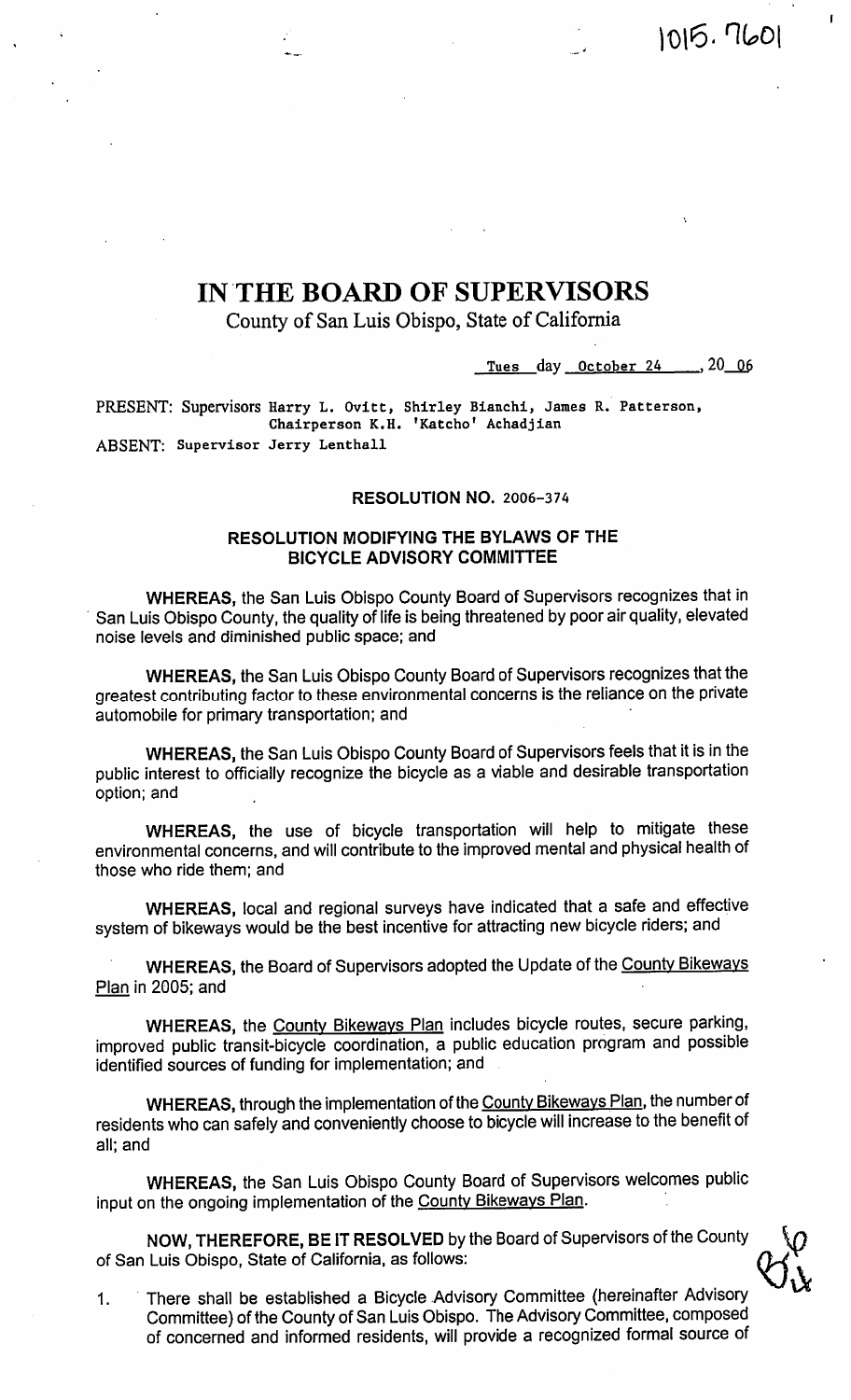1015.7601

# IN THE BOARD OF SUPERVISORS

County of San Luis Obispo, State of California

Tues day October 24, 2006

PRESENT: Supervisors Harry L. Ovitt, Shirley Bianchi, James R. Patterson, Chairperson K.H. 'Katcho' Achadjian

ABSENT: Supervisor Jerry Lenthall

**RESOLUTION NO. 2006-374**

**RESOLUTION MODIFYING THE BYLAWS OF THE BICYCLE ADVISORY COMMITTEE**

**WHEREAS,** the San Luis Obispo County Board of Supervisors recognizes that in San Luis Obispo County, the quality of life is being threatened by poor air quality, elevated noise levels and diminished public space; and

**WHEREAS,** the San Luis Obispo County Board of Supervisors recognizes that the greatest contributing factor to these environmental concerns is the reliance on the private automobile for primary transportation; and

**WHEREAS,** the San Luis Obispo County Board of Supervisors feels that it is in the public interest to officially recognize the bicycle as a viable and desirable transportation option; and

**WHEREAS,** the use of bicycle transportation will help to mitigate these environmental concerns, and will contribute to the improved mental and physical health of those who ride them; and

**WHEREAS,** local and regional surveys have indicated that a safe and effective system of bikeways would be the best incentive for attracting new bicycle riders; and

**WHEREAS,** the Board of Supervisors adopted the Update of the County Bikeways Plan in 2005; and

**WHEREAS,** the County Bikeways Plan includes bicycle routes, secure parking, improved public transit-bicycle coordination, a public education program and possible identified sources of funding for implementation; and

**WHEREAS,** through the implementation of the County Bikeways Plan, the number of residents who can safely and conveniently choose to bicycle will increase to the benefit of all; and

**WHEREAS,** the San Luis Obispo County Board of Supervisors welcomes public input on the ongoing implementation of the County Bikeways Plan.

**NOW, THEREFORE, BE IT RESOLVED** by the Board of Supervisors of the County of San Luis Obispo, State of California, as follows:

1. There shall be established a Bicycle Advisory Committee (hereinafter Advisory Committee) of the County of San Luis Obispo. The Advisory Committee, composed of concerned and informed residents, will provide a recognized formal source of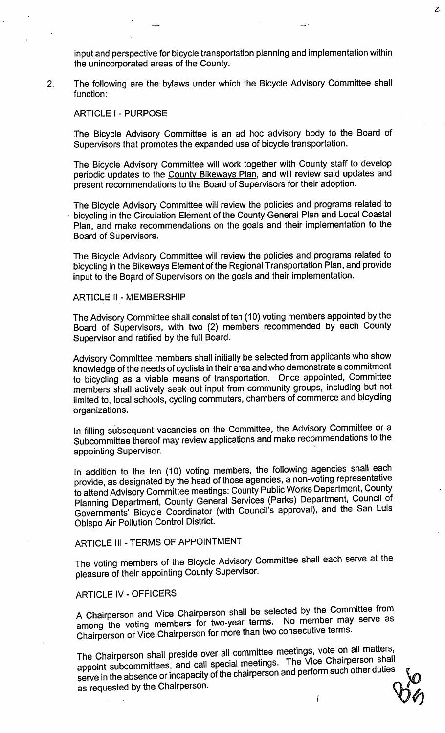input and perspective for bicycle transportation planning and implementation within the unincorporated areas of the County.

2. The following are the bylaws under which the Bicycle Advisory Committee shall function:

ARTICLE I - PURPOSE

The Bicycle Advisory Committee is an ad hoc advisory body to the Board of Supervisors that promotes the expanded use of bicycle transportation.

The Bicycle Advisory Committee will work together with County staff to develop periodic updates to the County Bikeways Plan, and will review said updates and present recommendations to the Board of Supervisors for their adoption.

The Bicycle Advisory Committee will review the policies and programs related to bicycling in the Circulation Element of the County General Plan and Local Coastal Plan, and make recommendations on the goals and their implementation to the Board of Supervisors.

The Bicycle Advisory Committee will review the policies and programs related to bicycling in the Bikeways Element of the Regional Transportation Plan, and provide input to the Board of Supervisors on the goals and their implementation.

ARTICLE II - MEMBERSHIP

The Advisory Committee shall consist of ten (10) voting members appointed by the Board of Supervisors, with two (2) members recommended by each County Supervisor and ratified by the full Board.

Advisory Committee members shall initially be selected from applicants who show knowledge of the needs of cyclists in their area and who demonstrate a commitment to bicycling as a viable means of transportation. Once appointed, Committee members shall actively seek out input from community groups, including but not limited to, local schools, cycling commuters, chambers of commerce and bicycling organizations.

In filling subsequent vacancies on the Committee, the Advisory Committee or a Subcommittee thereof may review applications and make recommendations to the appointing Supervisor.

In addition to the ten (10) voting members, the following agencies shall each provide, as designated by the head of those agencies, a non-voting representative to attend Advisory Committee meetings: County Public Works Department, County Planning Department, County General Services (Parks) Department, Council of Governments' Bicycle Coordinator (with Council's approval), and the San Luis Obispo Air Pollution Control District.

ARTICLE III - TERMS OF APPOINTMENT

The voting members of the Bicycle Advisory Committee shall each serve at the pleasure of their appointing County Supervisor.

ARTICLE IV - OFFICERS

A Chairperson and Vice Chairperson shall be selected by the Committee from among the voting members for two-year terms. No member may serve as Chairperson or Vice Chairperson for more than two consecutive terms.

The Chairperson shall preside over all committee meetings, vote on all matters, appoint subcommittees, and call special meetings. The Vice Chairperson shall serve in the absence or incapacity of the chairperson and perform such other duties as requested by the Chairperson.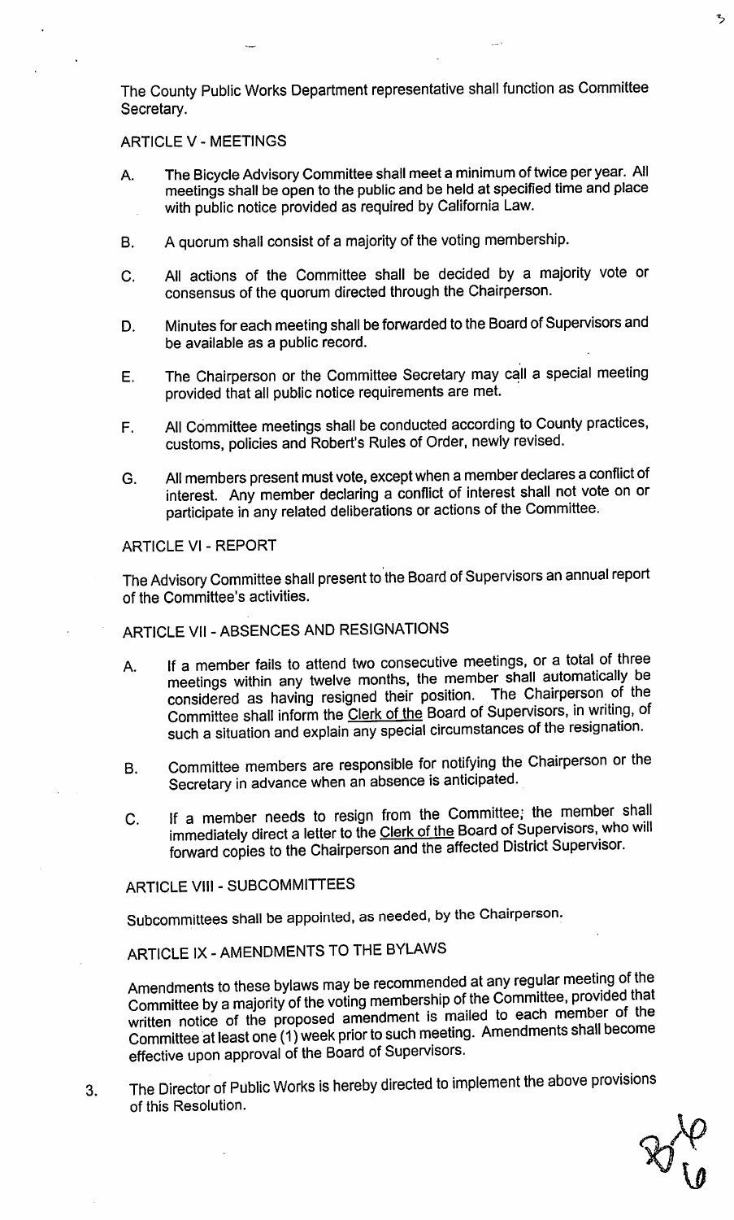The County Public Works Department representative shall function as Committee Secretary.

ARTICLE V - MEETINGS

A. The Bicycle Advisory Committee shall meet a minimum of twice per year. All meetings shall be open to the public and be held at specified time and place with public notice provided as required by California Law.

B. A quorum shall consist of a majority of the voting membership.

C. All actions of the Committee shall be decided by a majority vote or consensus of the quorum directed through the Chairperson.

D. Minutes for each meeting shall be forwarded to the Board of Supervisors and be available as a public record.

E. The Chairperson or the Committee Secretary may call a special meeting provided that all public notice requirements are met.

F. All Committee meetings shall be conducted according to County practices, customs, policies and Robert's Rules of Order, newly revised.

G. All members present must vote, except when a member declares a conflict of interest. Any member declaring a conflict of interest shall not vote on or participate in any related deliberations or actions of the Committee.

ARTICLE VI - REPORT

The Advisory Committee shall present to the Board of Supervisors an annual report of the Committee's activities.

ARTICLE VII - ABSENCES AND RESIGNATIONS

A. If a member fails to attend two consecutive meetings, or a total of three meetings within any twelve months, the member shall automatically be considered as having resigned their position. The Chairperson of the Committee shall inform the Clerk of the Board of Supervisors, in writing, of such a situation and explain any special circumstances of the resignation.

B. Committee members are responsible for notifying the Chairperson or the Secretary in advance when an absence is anticipated.

C. If a member needs to resign from the Committee; the member shall immediately direct a letter to the Clerk of the Board of Supervisors, who will forward copies to the Chairperson and the affected District Supervisor.

ARTICLE VIII - SUBCOMMITTEES

Subcommittees shall be appointed, as needed, by the Chairperson.

ARTICLE IX - AMENDMENTS TO THE BYLAWS

Amendments to these bylaws may be recommended at any regular meeting of the Committee by a majority of the voting membership of the Committee, provided that written notice of the proposed amendment is mailed to each member of the Committee at least one (1) week prior to such meeting. Amendments shall become effective upon approval of the Board of Supervisors.

3. The Director of Public Works is hereby directed to implement the above provisions of this Resolution.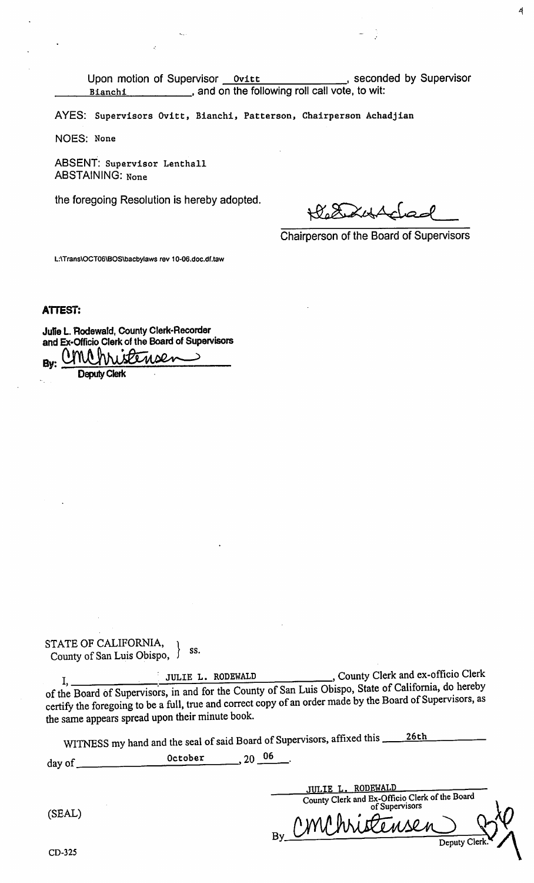Upon motion of Supervisor Ovitt, seconded by Supervisor Bianchi, and on the following roll call vote, to wit:

AYES: Supervisors Ovitt, Bianchi, Patterson, Chairperson Achadjian

NOES: None

ABSENT: Supervisor Lenthall
ABSTAINING: None

the foregoing Resolution is hereby adopted.

Chairperson of the Board of Supervisors

L:\Trans\OCT06\BOS\bacbylaws rev 10-06.doc.df.taw

**ATTEST:**

**Julie L. Rodewald, County Clerk-Recorder and Ex-Officio Clerk of the Board of Supervisors**

**By:** CMChristensen
**Deputy Clerk**

STATE OF CALIFORNIA,
County of San Luis Obispo, } ss.

I, JULIE L. RODEWALD, County Clerk and ex-officio Clerk of the Board of Supervisors, in and for the County of San Luis Obispo, State of California, do hereby certify the foregoing to be a full, true and correct copy of an order made by the Board of Supervisors, as the same appears spread upon their minute book.

WITNESS my hand and the seal of said Board of Supervisors, affixed this 26th day of October, 20 06.

JULIE L. RODEWALD
County Clerk and Ex-Officio Clerk of the Board of Supervisors

(SEAL)

By CMChristensen Deputy Clerk.

CD-325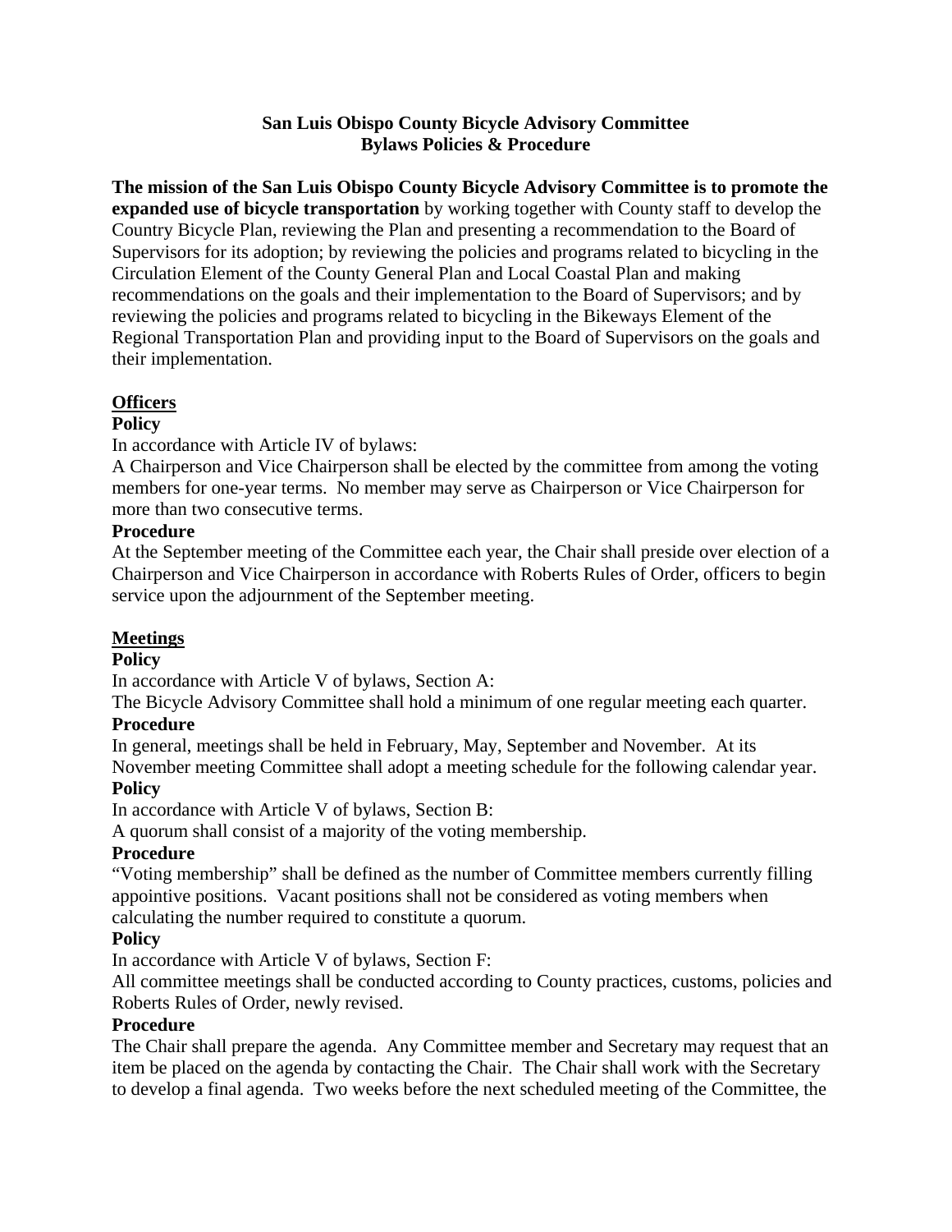**San Luis Obispo County Bicycle Advisory Committee**
**Bylaws Policies & Procedure**

**The mission of the San Luis Obispo County Bicycle Advisory Committee is to promote the expanded use of bicycle transportation** by working together with County staff to develop the Country Bicycle Plan, reviewing the Plan and presenting a recommendation to the Board of Supervisors for its adoption; by reviewing the policies and programs related to bicycling in the Circulation Element of the County General Plan and Local Coastal Plan and making recommendations on the goals and their implementation to the Board of Supervisors; and by reviewing the policies and programs related to bicycling in the Bikeways Element of the Regional Transportation Plan and providing input to the Board of Supervisors on the goals and their implementation.

## Officers

### Policy

In accordance with Article IV of bylaws:

A Chairperson and Vice Chairperson shall be elected by the committee from among the voting members for one-year terms. No member may serve as Chairperson or Vice Chairperson for more than two consecutive terms.

### Procedure

At the September meeting of the Committee each year, the Chair shall preside over election of a Chairperson and Vice Chairperson in accordance with Roberts Rules of Order, officers to begin service upon the adjournment of the September meeting.

## Meetings

### Policy

In accordance with Article V of bylaws, Section A:

The Bicycle Advisory Committee shall hold a minimum of one regular meeting each quarter.

### Procedure

In general, meetings shall be held in February, May, September and November. At its November meeting Committee shall adopt a meeting schedule for the following calendar year.

### Policy

In accordance with Article V of bylaws, Section B:

A quorum shall consist of a majority of the voting membership.

### Procedure

"Voting membership" shall be defined as the number of Committee members currently filling appointive positions. Vacant positions shall not be considered as voting members when calculating the number required to constitute a quorum.

### Policy

In accordance with Article V of bylaws, Section F:

All committee meetings shall be conducted according to County practices, customs, policies and Roberts Rules of Order, newly revised.

### Procedure

The Chair shall prepare the agenda. Any Committee member and Secretary may request that an item be placed on the agenda by contacting the Chair. The Chair shall work with the Secretary to develop a final agenda. Two weeks before the next scheduled meeting of the Committee, the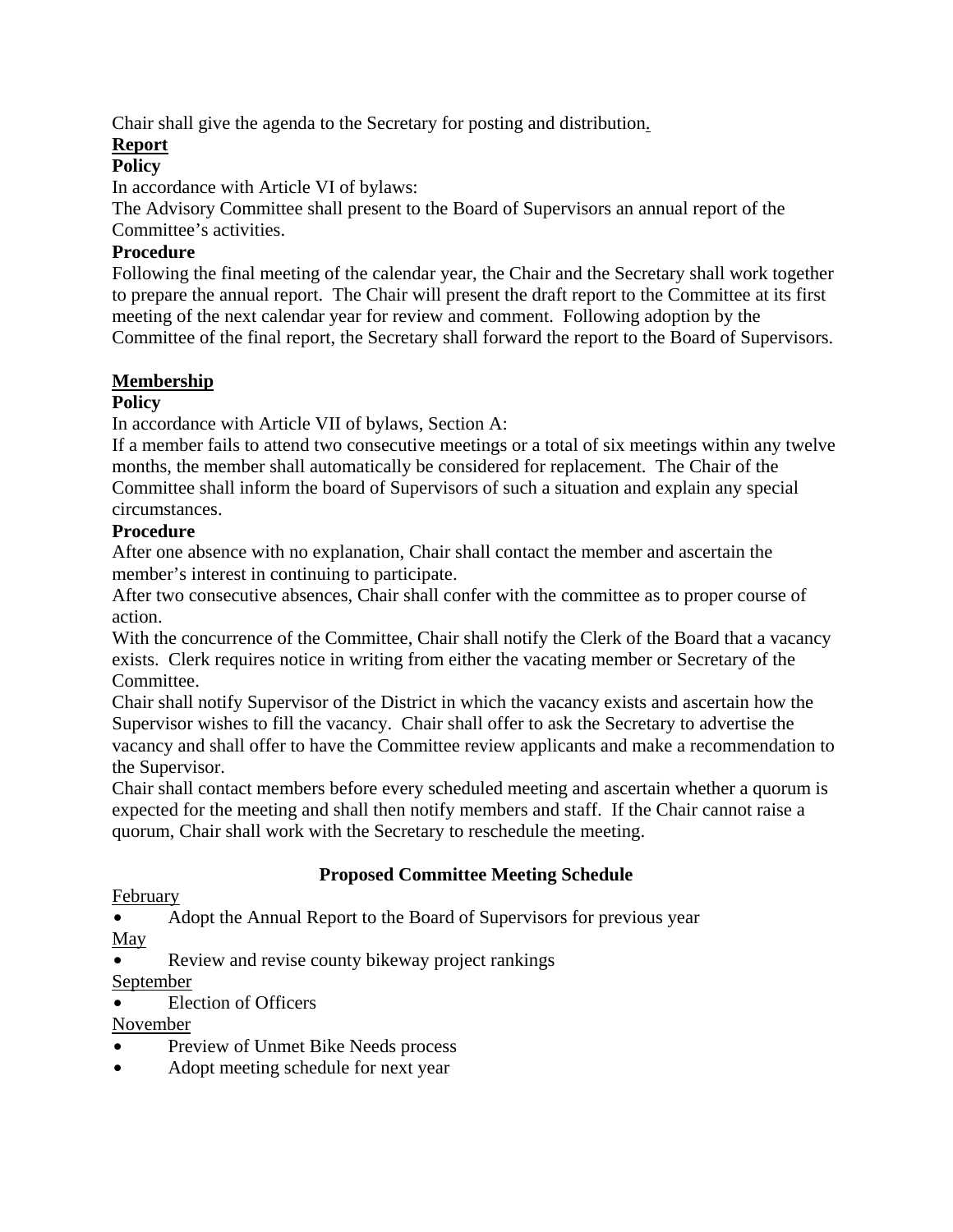Chair shall give the agenda to the Secretary for posting and distribution.

**Report**

**Policy**

In accordance with Article VI of bylaws:

The Advisory Committee shall present to the Board of Supervisors an annual report of the Committee's activities.

**Procedure**

Following the final meeting of the calendar year, the Chair and the Secretary shall work together to prepare the annual report. The Chair will present the draft report to the Committee at its first meeting of the next calendar year for review and comment. Following adoption by the Committee of the final report, the Secretary shall forward the report to the Board of Supervisors.

**Membership**

**Policy**

In accordance with Article VII of bylaws, Section A:

If a member fails to attend two consecutive meetings or a total of six meetings within any twelve months, the member shall automatically be considered for replacement. The Chair of the Committee shall inform the board of Supervisors of such a situation and explain any special circumstances.

**Procedure**

After one absence with no explanation, Chair shall contact the member and ascertain the member's interest in continuing to participate.

After two consecutive absences, Chair shall confer with the committee as to proper course of action.

With the concurrence of the Committee, Chair shall notify the Clerk of the Board that a vacancy exists. Clerk requires notice in writing from either the vacating member or Secretary of the Committee.

Chair shall notify Supervisor of the District in which the vacancy exists and ascertain how the Supervisor wishes to fill the vacancy. Chair shall offer to ask the Secretary to advertise the vacancy and shall offer to have the Committee review applicants and make a recommendation to the Supervisor.

Chair shall contact members before every scheduled meeting and ascertain whether a quorum is expected for the meeting and shall then notify members and staff. If the Chair cannot raise a quorum, Chair shall work with the Secretary to reschedule the meeting.

## Proposed Committee Meeting Schedule

February

- Adopt the Annual Report to the Board of Supervisors for previous year

May

- Review and revise county bikeway project rankings

September

- Election of Officers

November

- Preview of Unmet Bike Needs process
- Adopt meeting schedule for next year